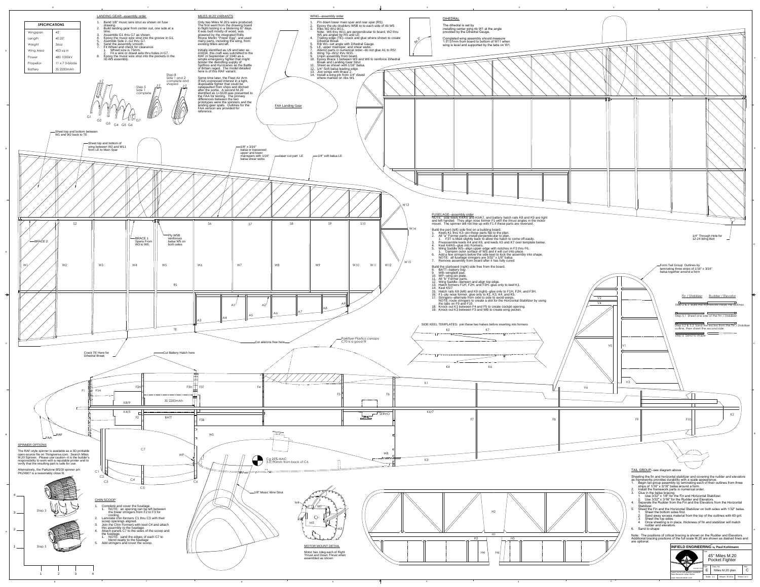## SPECIFICATIONS

| SPECIFICATIONS | |
|---|---|
| Wingspan | 45" |
| Length | 40.25" |
| Weight | 36oz |
| Wing Area | 403 sq in |
| Power | 480 1000kV |
| Propellor | 11 x 7 3-blade |
| Battery | 3S 2200mAh |

## LANDING GEAR--assembly order

1. Bend 1/8" music wire strut as shown on fuse drawing.
2. Build landing gear from center out, one side at a time.
3. Assemble G1 thru G7 as shown.
4. Epoxy the music wire strut into the groove in G1.
5. Asemble Side 2--G2 thru G7.
6. Sand the assembly smooth.
7. Fit Wheel and check for clearance.
   1. Wheel size is 75mm.
   2. Fit a wire or dowel axle thru holes in G7.
8. Epoxy the music wire strut into the pockets in the rib W5 assembly.

## MILES M.20 VARIANTS

Only two Miles M.20's were produced. The first went from the drawing board to flight testing in a blistering 67 days. It was built mostly of wood, was powered by the integrated Rolls Royce Merlin "Power Egg", and used many parts, including the wing, from existing Miles aircraft.

Initially identified as U9 and later as AX834, this craft was submitted to the RAF in September of 1940 as a simple emergency fighter that might bolster the dwindling supply of Spitfires and Hurricanes as the Battle of Britain raged. The model detailed here is of this RAF variant.

Some time later, the Fleet Air Arm (FAA) expressed interest in a light, disposable fighter that could be catapaulted from ships and ditched after the sortie. A second M.20 identified as U-0228 was presented to the FAA for testing. The primary differences between the two prototypes were the spinners and the landing gear spats. Outlines for the FAA version are provided for reference.

## WING--assembly order

1. Pin down lower main spar and rear spar (RS).
2. Epoxy the ply doublers W5B to to each side of rib W5
3. Ribs W2 thru W11.
   Note: W6 thru W11 are perpendicular to board, W2 thru W5 are angled by RS and LE.
4. Trailing edge (TE)--crack and glue where shown to create Dihedral Break
5. Rib W1--set angle with Dihedral Gauge.
6. LE, upper mainspar, and shear webs.
7. Aileron parts in numerical order--do not glue A1 to RS!
8. Wing Tip--W12 thru W15.
9. Unpin assembly from board.
10. Epoxy Brace 1 between W3 and W6 to reinforce Dihedral Break and Landing Gear Strut
11. Sheet as shown with 1/16" balsa.
12. 1/4" Soft balsa leading edge.
13. Join wings with Brace 2.
14. Install a wing pin from 1/4" dowel where marked on ribs W1

## DIHEDRAL

The dihedral is set by installing center wing rib W1 at the angle provided by the Dihedral Gauge.

Completed wing assembly should measure 1.5"/37mm from board to bottom of W11 when wing is level and supported by the tabs on W1.

## FUSELAGE--assembly order

NOTE: side keels K4/K6 and K5/K7, and battery hatch rails K8 and K9 are right and left handed. They align nose former F1 with the thrust angles in the motor mount. The spinner will not line up with F1 if these parts are reversed.

Build the port (left) side first on a building board.
1. Keels K1 thru K3--pin these parts flat to the plan.
2. All "a" Former parts--install perpendicular to plan.
   1. F3T is tilted slightly back to allow the hatch to come off easily.
3. Preassemble keels K4 and K6, and keels K5 and K7 over template below.
4. Keel K4/K6--glue into Formers.
5. Wing Saddle WS--align upper edge with notches in F3 thru F6.
   1. Dampen outer surface of WS and it will curl into place.
6. Add a few stringers below the side keel to lock the assembly into shape.
   NOTE: all fuselage stringers are 3/32" x 1/8" balsa.
7. Remove assembly from board after it has fully cured.

Build the starboard (right) side free from the board.
8. BATT--battery tray.
9. WB--wingbolt pad.
10. WP--wing pin plate.
11. All "b" Former parts.
12. Wing Saddle--dampen and align top edge.
13. Hatch formers F1H, F2H, and F3H--glue only to keel K1.
14. Keel K5/7
15. Hatch rails K8 (left) and K9 (right)--glue only to F1H, F2H, and F3H.
16. F1--ply nose former, glue only to K1, K3, K4, and K5.
17. Stringers--alternate from side to side to avoid warps.
    NOTE: route stringers to create a slot for the Horizontal Stabilizer by using the tabs on F9 and F10.
18. Knock out K1 between F4 and F5 to create cockpit opening.
19. Knock out K3 between F3 and WB to create wing pocket.

SIDE KEEL TEMPLATES: join these two halves before inserting into formers

## SPINNER OPTIONS

The RAF-style spinner is available as a 3D printable open-source file on Thingiverse.com. Search Miles M.20 Spinner. Please use caution--it is the builder's responsibility to work with a reputable printer and to verify that the resulting part is safe for use.

Alternatively, the Parkzone Bf109 spinner p/n PKZ4907 is a reasonably close fit.

## CHIN SCOOP

1. Complete and cover the fuselage.
   1. NOTE: an opening can be left between the lower stringers from F2 to F3 for cooling.
2. Laminate chin formers C1 thru C3 with their scoop openings aligned.
3. Join the Chin Formers with keel C4 and attach this assembly to the fuselage.
4. Attach panels C7 to the sides of the scoop and the fuselage.
   1. NOTE: sand the edges of each C7 to blend neatly to the fuselage
5. Add stringers and cover the scoop.

## MOTOR MOUNT DETAIL

Motor has 1deg each of Right Thrust and Down Thrust when assembled as shown

## TAIL GROUP--see diagram above

Sheeting the fin and horizontal stabilizer and covering the rudder and elevators as frameworks provides durability with a scale appearance.
1. Begin tail group assembly by laminating each of their outlines from three strips of 1/16" x 3/16" balsa around a form.
2. Install the framework parts in numerical order.
3. Glue in the balsa bracing:
   1. Use 3/32" x 1/8" for the Fin and Horizontal Stabilizer.
   2. Use 3/32" x 3/16" for the Rudder and Elevators.
4. Separate the Rudder from the Fin and the Elevators from the Horizontal Stabilizer.
5. Sheet the Fin and the Horizontal Stabilizer on both sides with 1/32" balsa.
   1. Sheet the bottom sides first.
   2. Sand away excess material from the top of the outlines with 60 grit.
   3. Sheet the top sides.
   4. Once sheeting is in place, thickness of fin and stabilizer will match rudder and elevators.
6. Sand to shape

Note: The positions of critical bracing is shown on the Rudder and Elevators. Additional bracing positions of the full scale M.20 are shown as dashed lines and are optional.

Form Tail Group Outlines by laminating three strips of 1/16" x 3/16" balsa together around a form

Fin / Stabilizer — Rudder / Elevator

Step 2 & 3 Build the framework inside the outlines

Step 5.1 Sheet one side of the Fin / Stabilizer

Step 5.2 & 5.3 Sand the excess from the Fin / Stabilizer outline, then sheet the second side

Step 6 Sand to shape

Sheet top and bottom between W1 and W2 back to TE

Sheet top and bottom of wing between W2 and W11 from LE to Main Spar

1/8" x 3/16" balsa or basswood upper and lower mainspars with 1/16" balsa shear webs

laser cut part LE

1/4" soft balsa LE

BRACE 1 Spars From W3 to W6

Ply W5B reinforces balsa W5 on both sides

Crack TE Here for Dihedral Break

Cut Battery Hatch here

Cut ailerons free here

Parkflyer Plastics canopy C70 is a good fit

1/4" Through Hole for 12-24 Wing Bolt

Cg 25% MAC 3.5"/90mm from back of C6

1/8" Music Wire Strut

FAA Landing Gear

3S 2200mAh

## INFIELD ENGINEERING by Paul Kohlmann

45" Miles M.20 Pocket Fighter

Size: E — Dwg No: Miles M.20 plan — Rev: C

Scale: 1:1 — Weight: 36-40oz — Sheet 1 of 2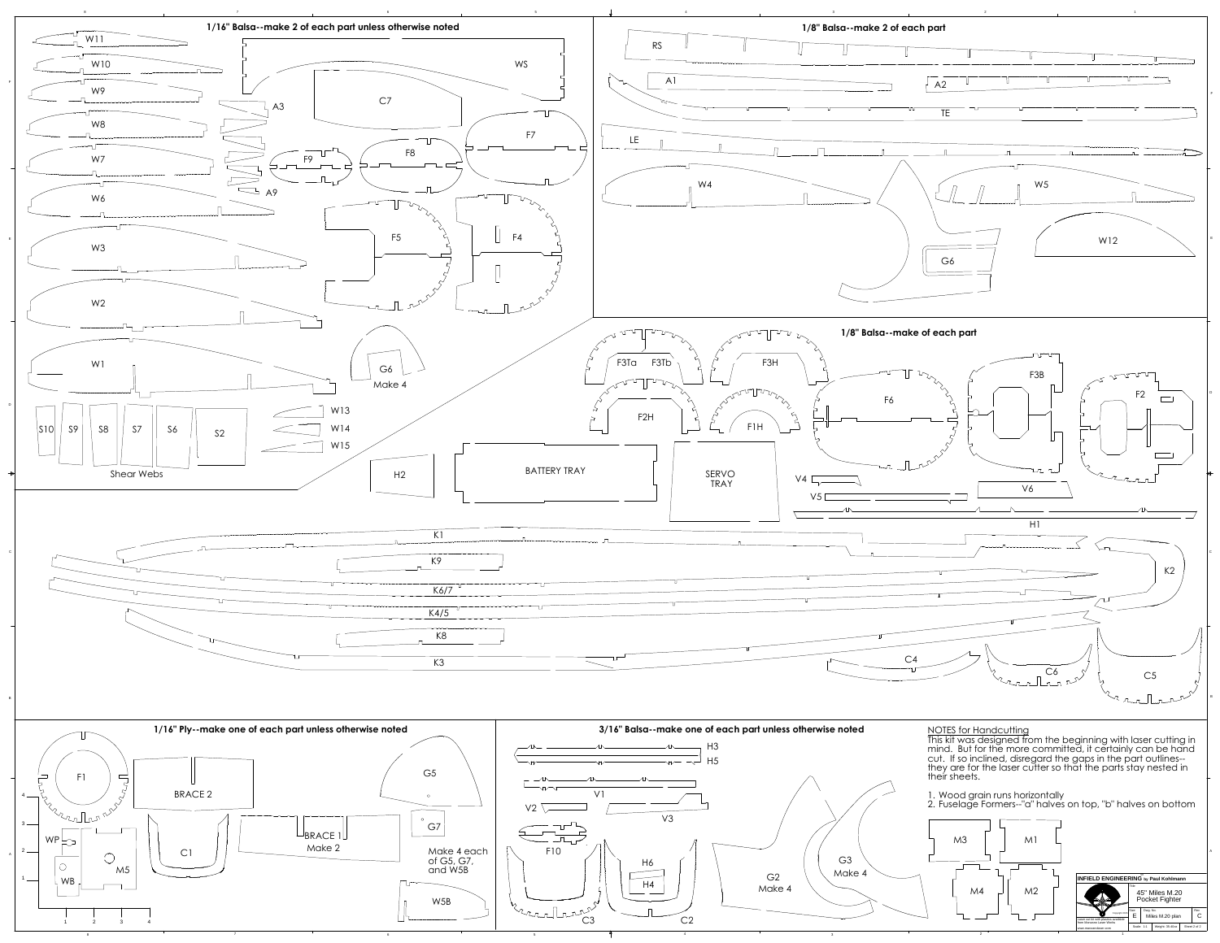## 1/16" Balsa--make 2 of each part unless otherwise noted

W11
W10
W9
W8
W7
W6
W3
W2
W1
A3
A9
WS
C7
F9
F8
F7
F5
F4
G6
Make 4
W13
W14
W15
S10 S9 S8 S7 S6 S2
Shear Webs

## 1/8" Balsa--make 2 of each part

RS
A1
A2
TE
LE
W4
W5
W12
G6

## 1/8" Balsa--make of each part

F3Ta F3Tb
F3H
F3B
F2H
F1H
F6
F2
H2
BATTERY TRAY
SERVO TRAY
V4
V5
V6
H1
K1
K9
K6/7
K4/5
K8
K3
K2
C4
C6
C5

## 1/16" Ply--make one of each part unless otherwise noted

F1
BRACE 2
C1
BRACE 1
Make 2
G5
G7
Make 4 each of G5, G7, and W5B
W5B
WP
WB
M5

## 3/16" Balsa--make one of each part unless otherwise noted

H3
H5
V1
V2
V3
F10
H6
H4
C3
C2
G2
Make 4
G3
Make 4

## NOTES for Handcutting

This kit was designed from the beginning with laser cutting in mind. But for the more committed, it certainly can be hand cut. If so inclined, disregard the gaps in the part outlines--they are for the laser cutter so that the parts stay nested in their sheets.

1. Wood grain runs horizontally
2. Fuselage Formers--"a" halves on top, "b" halves on bottom

M3
M1
M4
M2

**INFIELD ENGINEERING** by Paul Kohlmann

45" Miles M.20 Pocket Fighter

Miles M.20 plan

Size: E

Rev: C